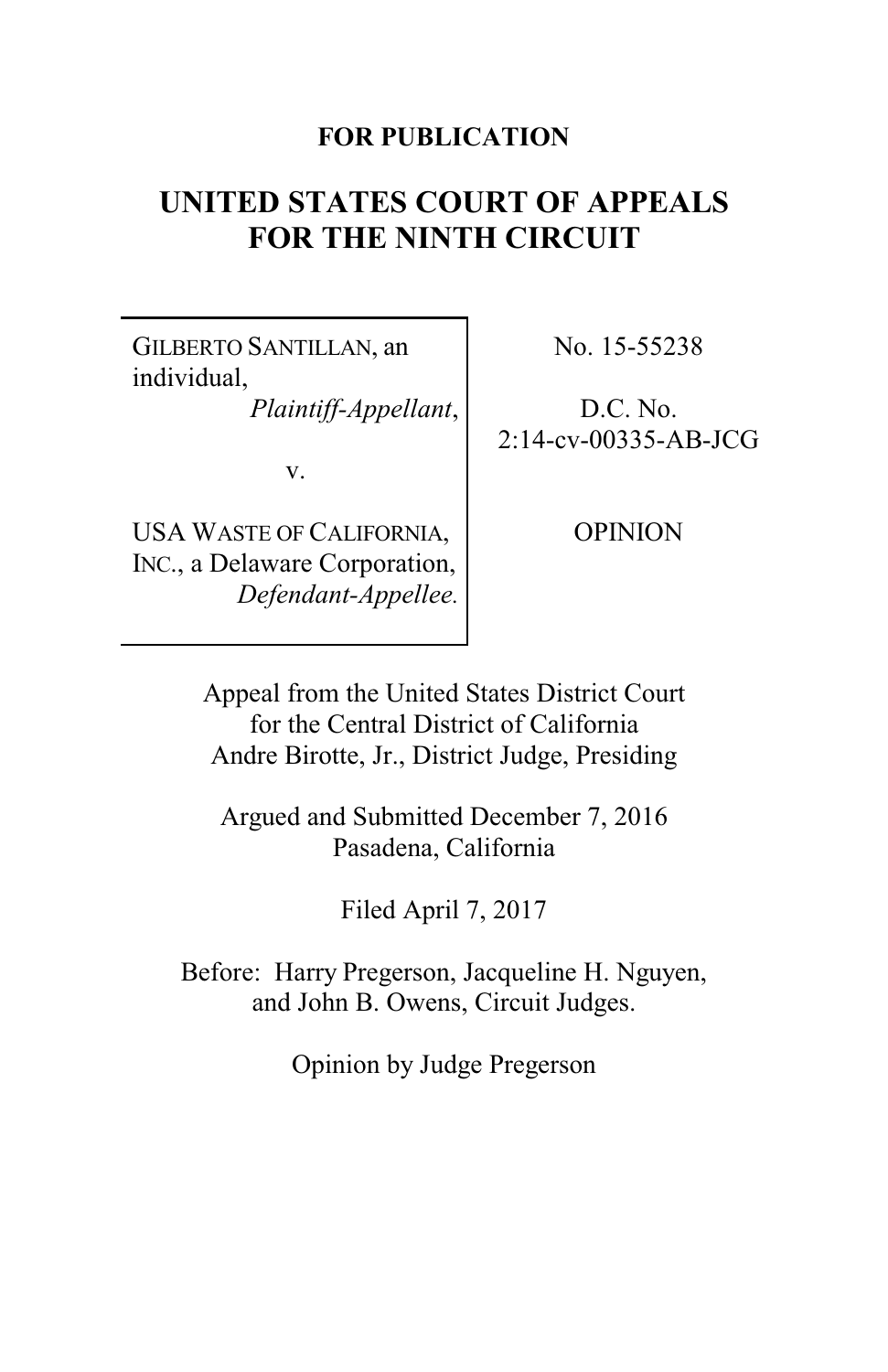**FOR PUBLICATION**

# UNITED STATES COURT OF APPEALS FOR THE NINTH CIRCUIT

| | |
|---|---|
| GILBERTO SANTILLAN, an individual, *Plaintiff-Appellant*, v. USA WASTE OF CALIFORNIA, INC., a Delaware Corporation, *Defendant-Appellee.* | No. 15-55238 D.C. No. 2:14-cv-00335-AB-JCG OPINION |

Appeal from the United States District Court for the Central District of California
Andre Birotte, Jr., District Judge, Presiding

Argued and Submitted December 7, 2016
Pasadena, California

Filed April 7, 2017

Before: Harry Pregerson, Jacqueline H. Nguyen, and John B. Owens, Circuit Judges.

Opinion by Judge Pregerson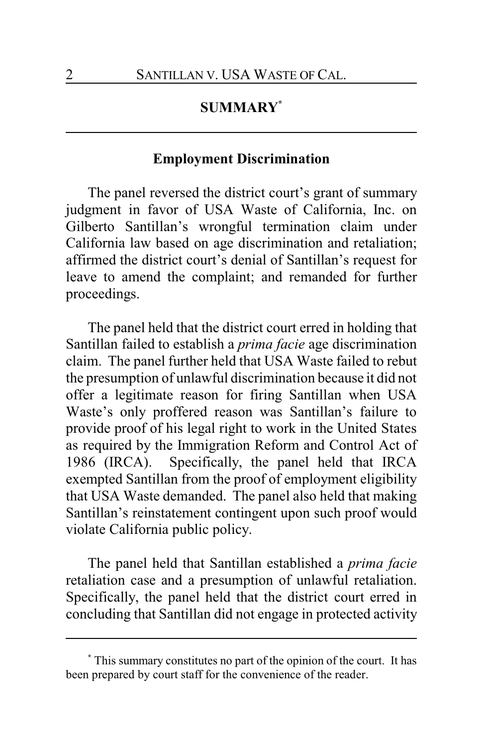## SUMMARY[*]

### Employment Discrimination

The panel reversed the district court's grant of summary judgment in favor of USA Waste of California, Inc. on Gilberto Santillan's wrongful termination claim under California law based on age discrimination and retaliation; affirmed the district court's denial of Santillan's request for leave to amend the complaint; and remanded for further proceedings.

The panel held that the district court erred in holding that Santillan failed to establish a *prima facie* age discrimination claim. The panel further held that USA Waste failed to rebut the presumption of unlawful discrimination because it did not offer a legitimate reason for firing Santillan when USA Waste's only proffered reason was Santillan's failure to provide proof of his legal right to work in the United States as required by the Immigration Reform and Control Act of 1986 (IRCA). Specifically, the panel held that IRCA exempted Santillan from the proof of employment eligibility that USA Waste demanded. The panel also held that making Santillan's reinstatement contingent upon such proof would violate California public policy.

The panel held that Santillan established a *prima facie* retaliation case and a presumption of unlawful retaliation. Specifically, the panel held that the district court erred in concluding that Santillan did not engage in protected activity

---

[*] This summary constitutes no part of the opinion of the court. It has been prepared by court staff for the convenience of the reader.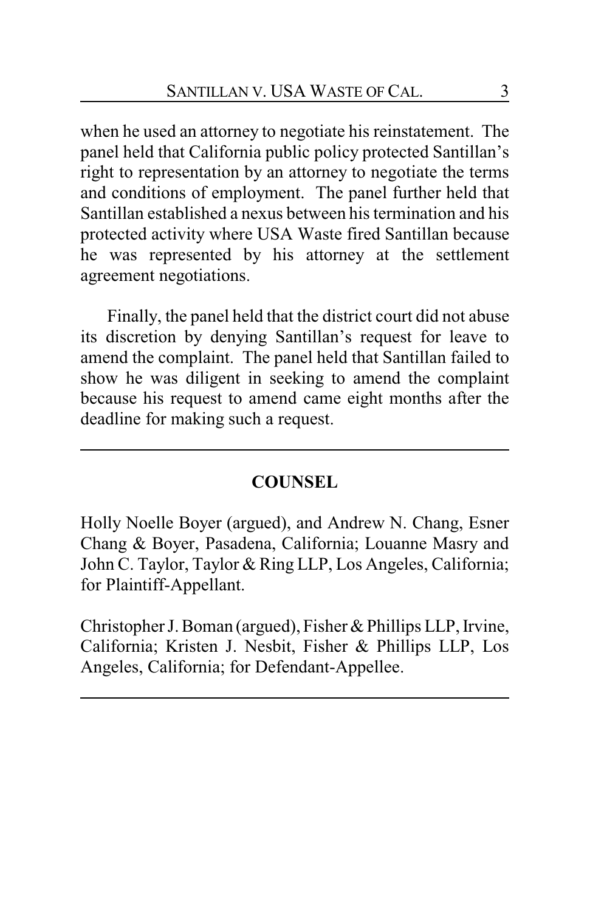when he used an attorney to negotiate his reinstatement. The panel held that California public policy protected Santillan's right to representation by an attorney to negotiate the terms and conditions of employment. The panel further held that Santillan established a nexus between his termination and his protected activity where USA Waste fired Santillan because he was represented by his attorney at the settlement agreement negotiations.

Finally, the panel held that the district court did not abuse its discretion by denying Santillan's request for leave to amend the complaint. The panel held that Santillan failed to show he was diligent in seeking to amend the complaint because his request to amend came eight months after the deadline for making such a request.

---

## COUNSEL

Holly Noelle Boyer (argued), and Andrew N. Chang, Esner Chang & Boyer, Pasadena, California; Louanne Masry and John C. Taylor, Taylor & Ring LLP, Los Angeles, California; for Plaintiff-Appellant.

Christopher J. Boman (argued), Fisher & Phillips LLP, Irvine, California; Kristen J. Nesbit, Fisher & Phillips LLP, Los Angeles, California; for Defendant-Appellee.

---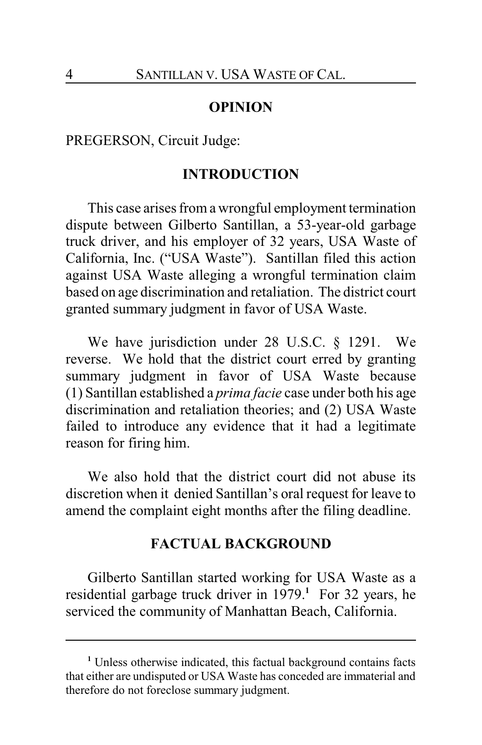## OPINION

PREGERSON, Circuit Judge:

## INTRODUCTION

This case arises from a wrongful employment termination dispute between Gilberto Santillan, a 53-year-old garbage truck driver, and his employer of 32 years, USA Waste of California, Inc. ("USA Waste"). Santillan filed this action against USA Waste alleging a wrongful termination claim based on age discrimination and retaliation. The district court granted summary judgment in favor of USA Waste.

We have jurisdiction under 28 U.S.C. § 1291. We reverse. We hold that the district court erred by granting summary judgment in favor of USA Waste because (1) Santillan established a *prima facie* case under both his age discrimination and retaliation theories; and (2) USA Waste failed to introduce any evidence that it had a legitimate reason for firing him.

We also hold that the district court did not abuse its discretion when it denied Santillan's oral request for leave to amend the complaint eight months after the filing deadline.

## FACTUAL BACKGROUND

Gilberto Santillan started working for USA Waste as a residential garbage truck driver in 1979.[1] For 32 years, he serviced the community of Manhattan Beach, California.

---

[1] Unless otherwise indicated, this factual background contains facts that either are undisputed or USA Waste has conceded are immaterial and therefore do not foreclose summary judgment.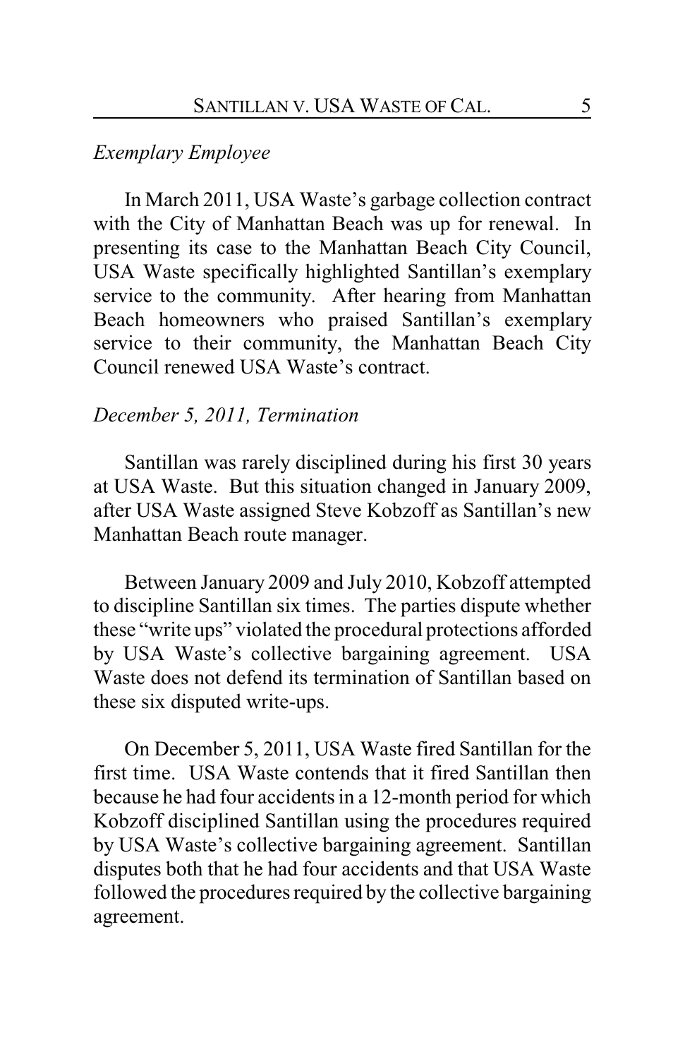*Exemplary Employee*

In March 2011, USA Waste's garbage collection contract with the City of Manhattan Beach was up for renewal. In presenting its case to the Manhattan Beach City Council, USA Waste specifically highlighted Santillan's exemplary service to the community. After hearing from Manhattan Beach homeowners who praised Santillan's exemplary service to their community, the Manhattan Beach City Council renewed USA Waste's contract.

*December 5, 2011, Termination*

Santillan was rarely disciplined during his first 30 years at USA Waste. But this situation changed in January 2009, after USA Waste assigned Steve Kobzoff as Santillan's new Manhattan Beach route manager.

Between January 2009 and July 2010, Kobzoff attempted to discipline Santillan six times. The parties dispute whether these "write ups" violated the procedural protections afforded by USA Waste's collective bargaining agreement. USA Waste does not defend its termination of Santillan based on these six disputed write-ups.

On December 5, 2011, USA Waste fired Santillan for the first time. USA Waste contends that it fired Santillan then because he had four accidents in a 12-month period for which Kobzoff disciplined Santillan using the procedures required by USA Waste's collective bargaining agreement. Santillan disputes both that he had four accidents and that USA Waste followed the procedures required by the collective bargaining agreement.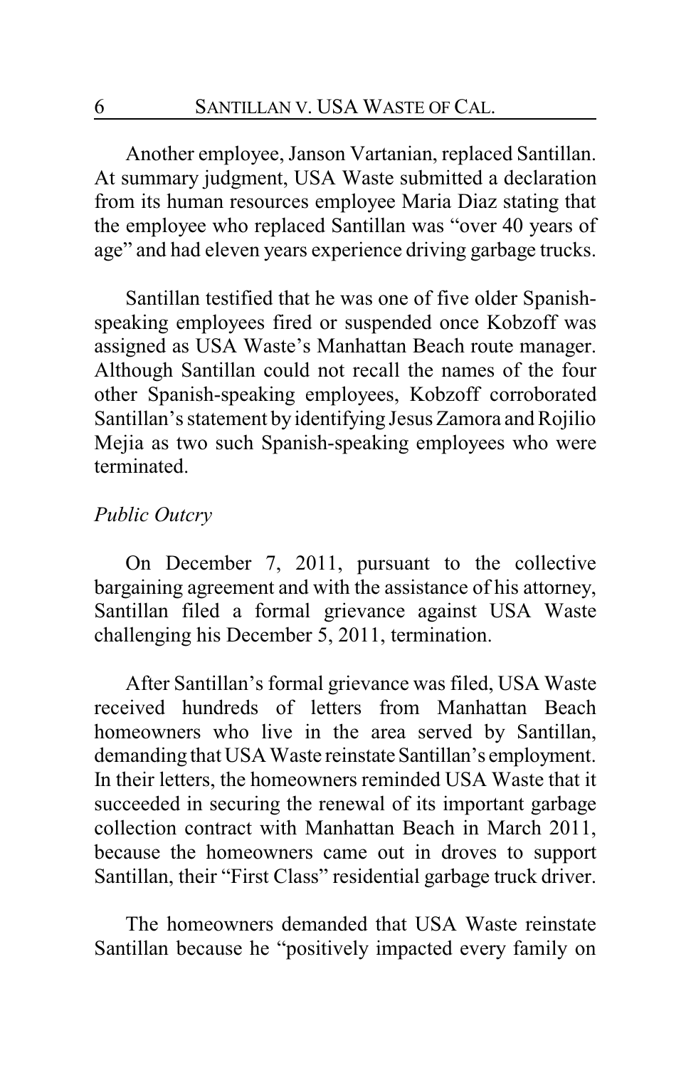Another employee, Janson Vartanian, replaced Santillan. At summary judgment, USA Waste submitted a declaration from its human resources employee Maria Diaz stating that the employee who replaced Santillan was "over 40 years of age" and had eleven years experience driving garbage trucks.

Santillan testified that he was one of five older Spanish-speaking employees fired or suspended once Kobzoff was assigned as USA Waste's Manhattan Beach route manager. Although Santillan could not recall the names of the four other Spanish-speaking employees, Kobzoff corroborated Santillan's statement by identifying Jesus Zamora and Rojilio Mejia as two such Spanish-speaking employees who were terminated.

*Public Outcry*

On December 7, 2011, pursuant to the collective bargaining agreement and with the assistance of his attorney, Santillan filed a formal grievance against USA Waste challenging his December 5, 2011, termination.

After Santillan's formal grievance was filed, USA Waste received hundreds of letters from Manhattan Beach homeowners who live in the area served by Santillan, demanding that USA Waste reinstate Santillan's employment. In their letters, the homeowners reminded USA Waste that it succeeded in securing the renewal of its important garbage collection contract with Manhattan Beach in March 2011, because the homeowners came out in droves to support Santillan, their "First Class" residential garbage truck driver.

The homeowners demanded that USA Waste reinstate Santillan because he "positively impacted every family on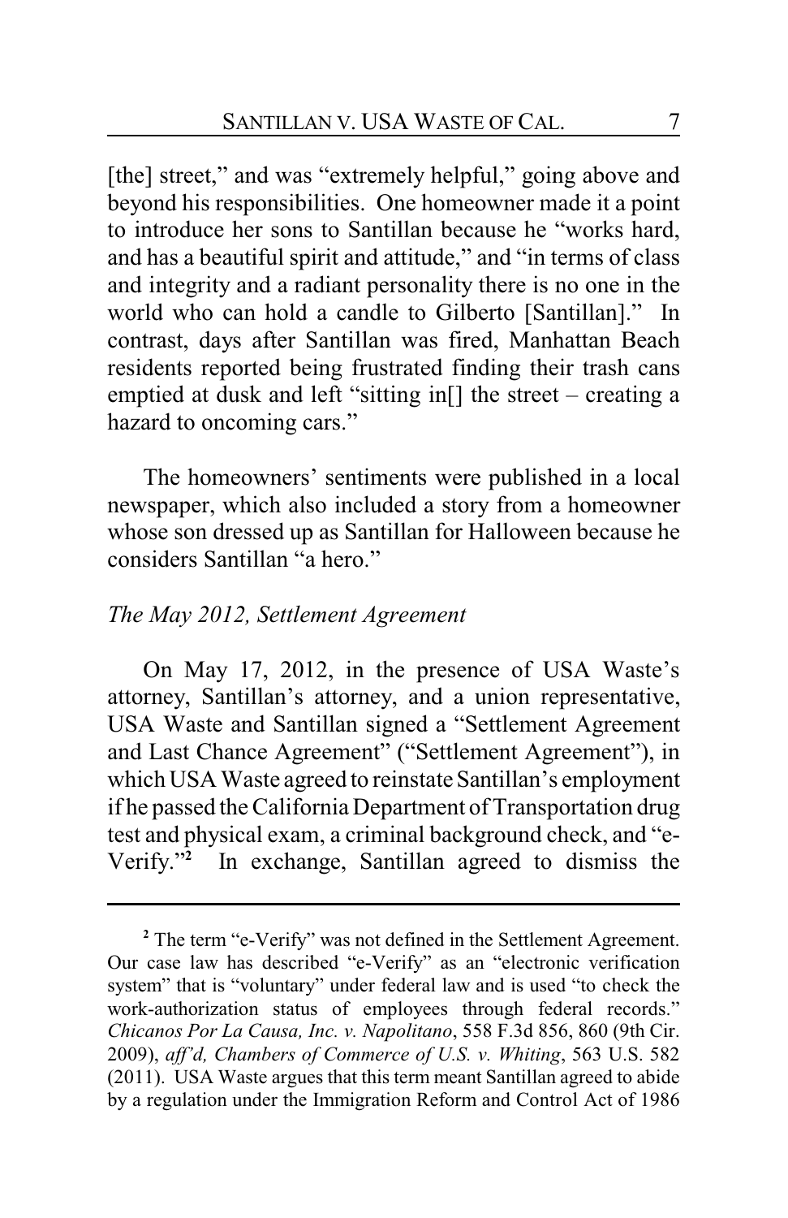[the] street," and was "extremely helpful," going above and beyond his responsibilities. One homeowner made it a point to introduce her sons to Santillan because he "works hard, and has a beautiful spirit and attitude," and "in terms of class and integrity and a radiant personality there is no one in the world who can hold a candle to Gilberto [Santillan]." In contrast, days after Santillan was fired, Manhattan Beach residents reported being frustrated finding their trash cans emptied at dusk and left "sitting in[] the street – creating a hazard to oncoming cars."

The homeowners' sentiments were published in a local newspaper, which also included a story from a homeowner whose son dressed up as Santillan for Halloween because he considers Santillan "a hero."

*The May 2012, Settlement Agreement*

On May 17, 2012, in the presence of USA Waste's attorney, Santillan's attorney, and a union representative, USA Waste and Santillan signed a "Settlement Agreement and Last Chance Agreement" ("Settlement Agreement"), in which USA Waste agreed to reinstate Santillan's employment if he passed the California Department of Transportation drug test and physical exam, a criminal background check, and "e-Verify."[2] In exchange, Santillan agreed to dismiss the

---

[2] The term "e-Verify" was not defined in the Settlement Agreement. Our case law has described "e-Verify" as an "electronic verification system" that is "voluntary" under federal law and is used "to check the work-authorization status of employees through federal records." *Chicanos Por La Causa, Inc. v. Napolitano*, 558 F.3d 856, 860 (9th Cir. 2009), *aff'd, Chambers of Commerce of U.S. v. Whiting*, 563 U.S. 582 (2011). USA Waste argues that this term meant Santillan agreed to abide by a regulation under the Immigration Reform and Control Act of 1986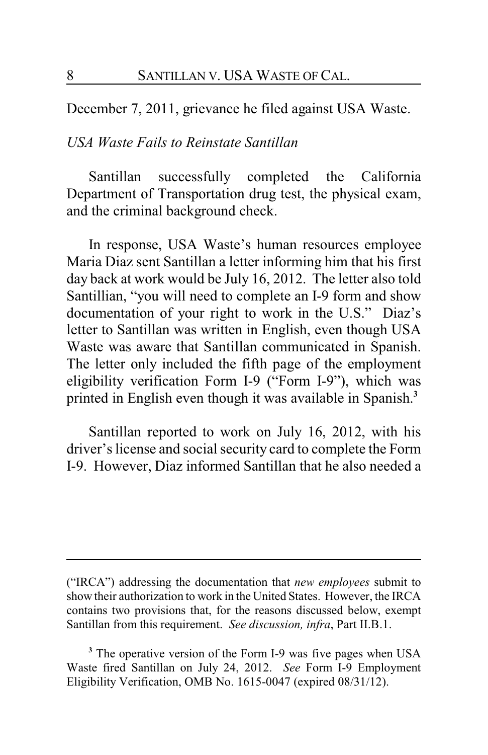December 7, 2011, grievance he filed against USA Waste.

*USA Waste Fails to Reinstate Santillan*

Santillan successfully completed the California Department of Transportation drug test, the physical exam, and the criminal background check.

In response, USA Waste's human resources employee Maria Diaz sent Santillan a letter informing him that his first day back at work would be July 16, 2012. The letter also told Santillian, "you will need to complete an I-9 form and show documentation of your right to work in the U.S." Diaz's letter to Santillan was written in English, even though USA Waste was aware that Santillan communicated in Spanish. The letter only included the fifth page of the employment eligibility verification Form I-9 ("Form I-9"), which was printed in English even though it was available in Spanish.[3]

Santillan reported to work on July 16, 2012, with his driver's license and social security card to complete the Form I-9. However, Diaz informed Santillan that he also needed a

---

("IRCA") addressing the documentation that *new employees* submit to show their authorization to work in the United States. However, the IRCA contains two provisions that, for the reasons discussed below, exempt Santillan from this requirement. *See discussion, infra*, Part II.B.1.

[3] The operative version of the Form I-9 was five pages when USA Waste fired Santillan on July 24, 2012. *See* Form I-9 Employment Eligibility Verification, OMB No. 1615-0047 (expired 08/31/12).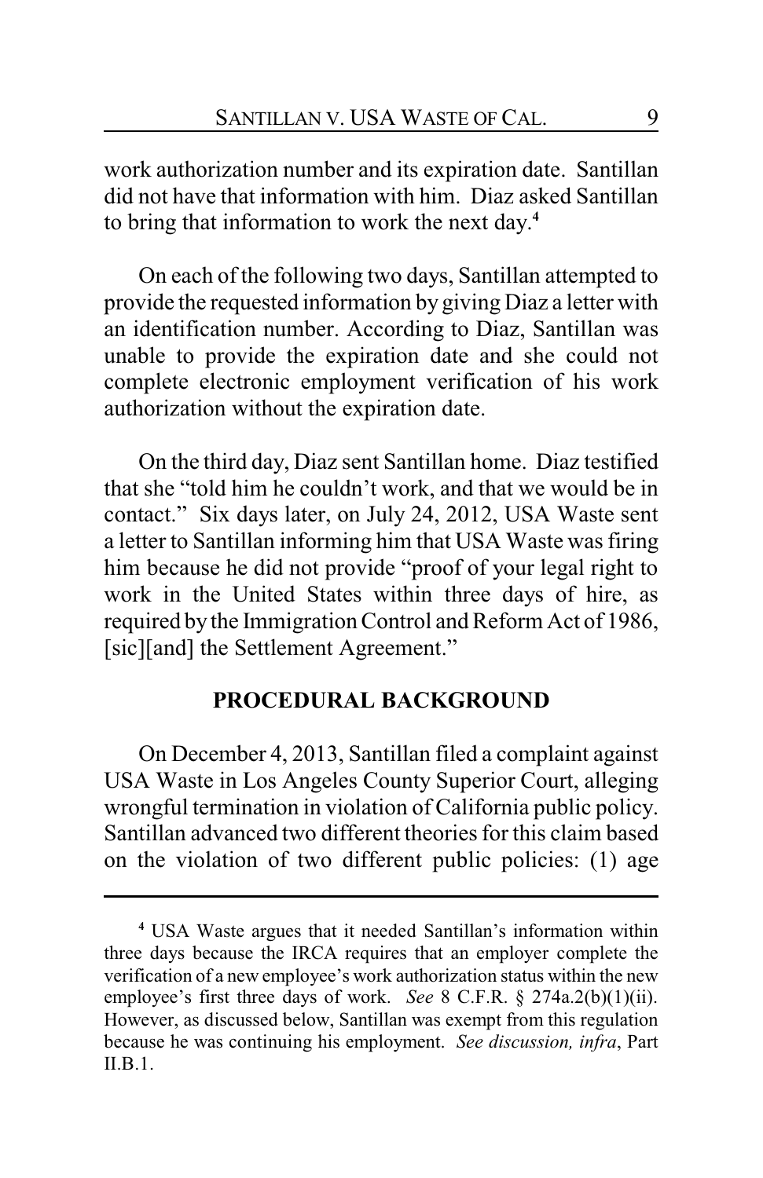work authorization number and its expiration date. Santillan did not have that information with him. Diaz asked Santillan to bring that information to work the next day.[4]

On each of the following two days, Santillan attempted to provide the requested information by giving Diaz a letter with an identification number. According to Diaz, Santillan was unable to provide the expiration date and she could not complete electronic employment verification of his work authorization without the expiration date.

On the third day, Diaz sent Santillan home. Diaz testified that she "told him he couldn't work, and that we would be in contact." Six days later, on July 24, 2012, USA Waste sent a letter to Santillan informing him that USA Waste was firing him because he did not provide "proof of your legal right to work in the United States within three days of hire, as required by the Immigration Control and Reform Act of 1986, [sic][and] the Settlement Agreement."

## PROCEDURAL BACKGROUND

On December 4, 2013, Santillan filed a complaint against USA Waste in Los Angeles County Superior Court, alleging wrongful termination in violation of California public policy. Santillan advanced two different theories for this claim based on the violation of two different public policies: (1) age

---

[4] USA Waste argues that it needed Santillan's information within three days because the IRCA requires that an employer complete the verification of a new employee's work authorization status within the new employee's first three days of work. *See* 8 C.F.R. § 274a.2(b)(1)(ii). However, as discussed below, Santillan was exempt from this regulation because he was continuing his employment. *See discussion, infra*, Part II.B.1.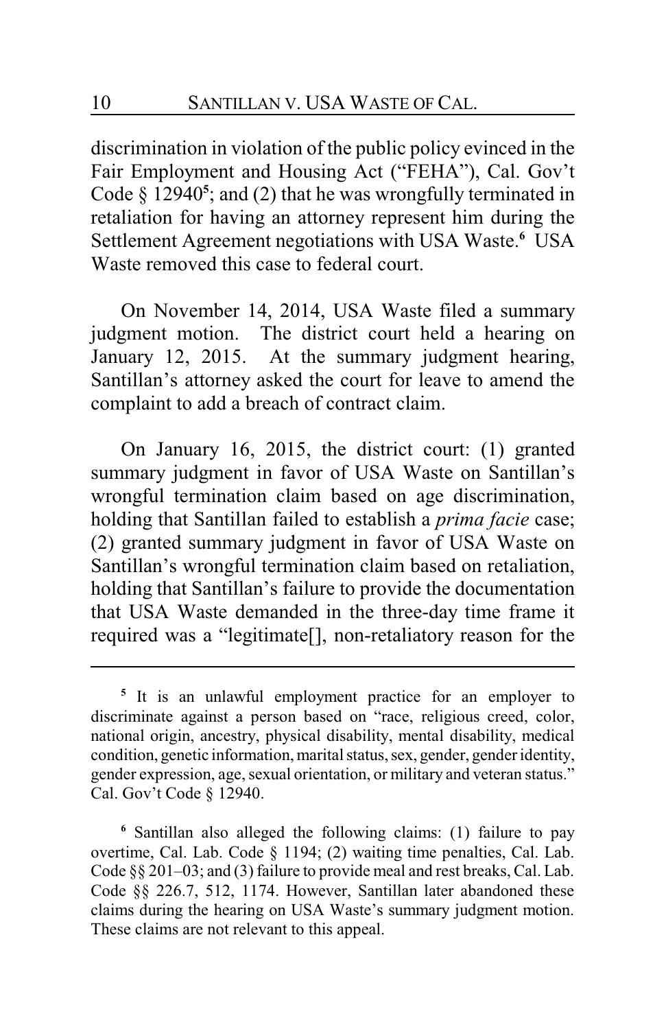discrimination in violation of the public policy evinced in the Fair Employment and Housing Act ("FEHA"), Cal. Gov't Code § 12940[5]; and (2) that he was wrongfully terminated in retaliation for having an attorney represent him during the Settlement Agreement negotiations with USA Waste.[6] USA Waste removed this case to federal court.

On November 14, 2014, USA Waste filed a summary judgment motion. The district court held a hearing on January 12, 2015. At the summary judgment hearing, Santillan's attorney asked the court for leave to amend the complaint to add a breach of contract claim.

On January 16, 2015, the district court: (1) granted summary judgment in favor of USA Waste on Santillan's wrongful termination claim based on age discrimination, holding that Santillan failed to establish a *prima facie* case; (2) granted summary judgment in favor of USA Waste on Santillan's wrongful termination claim based on retaliation, holding that Santillan's failure to provide the documentation that USA Waste demanded in the three-day time frame it required was a "legitimate[], non-retaliatory reason for the

---

[5] It is an unlawful employment practice for an employer to discriminate against a person based on "race, religious creed, color, national origin, ancestry, physical disability, mental disability, medical condition, genetic information, marital status, sex, gender, gender identity, gender expression, age, sexual orientation, or military and veteran status." Cal. Gov't Code § 12940.

[6] Santillan also alleged the following claims: (1) failure to pay overtime, Cal. Lab. Code § 1194; (2) waiting time penalties, Cal. Lab. Code §§ 201–03; and (3) failure to provide meal and rest breaks, Cal. Lab. Code §§ 226.7, 512, 1174. However, Santillan later abandoned these claims during the hearing on USA Waste's summary judgment motion. These claims are not relevant to this appeal.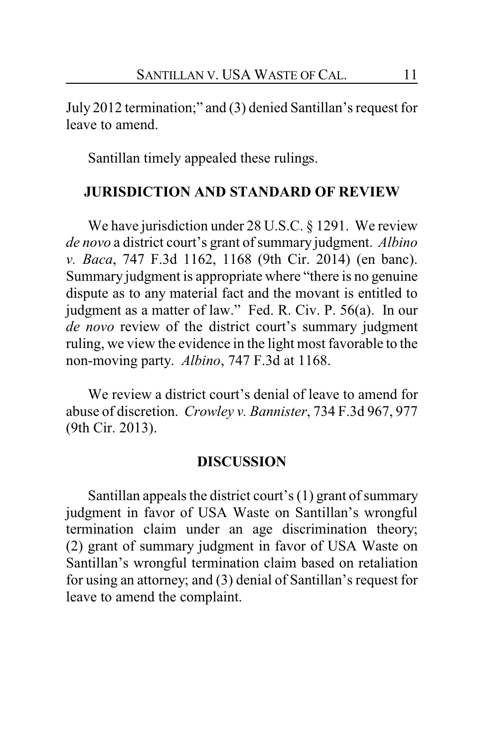July 2012 termination;" and (3) denied Santillan's request for leave to amend.

Santillan timely appealed these rulings.

## JURISDICTION AND STANDARD OF REVIEW

We have jurisdiction under 28 U.S.C. § 1291. We review *de novo* a district court's grant of summary judgment. *Albino v. Baca*, 747 F.3d 1162, 1168 (9th Cir. 2014) (en banc). Summary judgment is appropriate where "there is no genuine dispute as to any material fact and the movant is entitled to judgment as a matter of law." Fed. R. Civ. P. 56(a). In our *de novo* review of the district court's summary judgment ruling, we view the evidence in the light most favorable to the non-moving party. *Albino*, 747 F.3d at 1168.

We review a district court's denial of leave to amend for abuse of discretion. *Crowley v. Bannister*, 734 F.3d 967, 977 (9th Cir. 2013).

## DISCUSSION

Santillan appeals the district court's (1) grant of summary judgment in favor of USA Waste on Santillan's wrongful termination claim under an age discrimination theory; (2) grant of summary judgment in favor of USA Waste on Santillan's wrongful termination claim based on retaliation for using an attorney; and (3) denial of Santillan's request for leave to amend the complaint.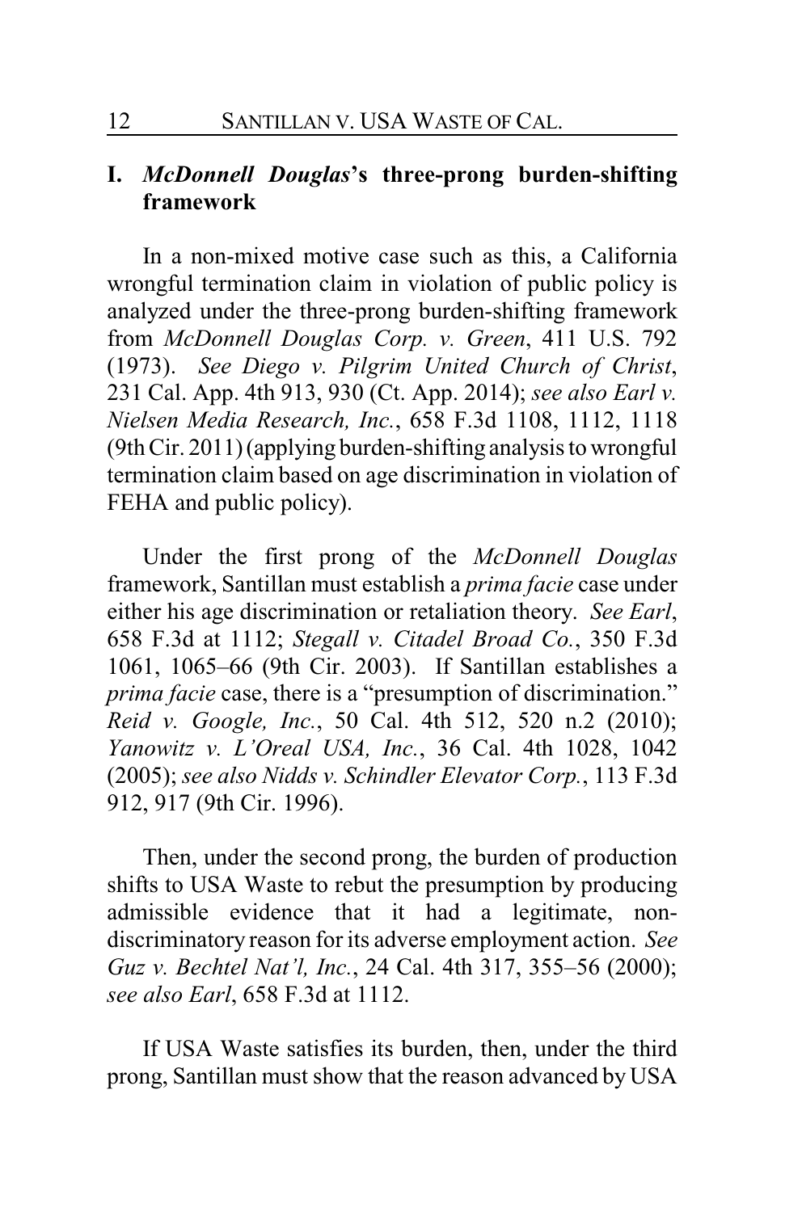## I. *McDonnell Douglas*'s three-prong burden-shifting framework

In a non-mixed motive case such as this, a California wrongful termination claim in violation of public policy is analyzed under the three-prong burden-shifting framework from *McDonnell Douglas Corp. v. Green*, 411 U.S. 792 (1973). *See Diego v. Pilgrim United Church of Christ*, 231 Cal. App. 4th 913, 930 (Ct. App. 2014); *see also Earl v. Nielsen Media Research, Inc.*, 658 F.3d 1108, 1112, 1118 (9th Cir. 2011) (applying burden-shifting analysis to wrongful termination claim based on age discrimination in violation of FEHA and public policy).

Under the first prong of the *McDonnell Douglas* framework, Santillan must establish a *prima facie* case under either his age discrimination or retaliation theory. *See Earl*, 658 F.3d at 1112; *Stegall v. Citadel Broad Co.*, 350 F.3d 1061, 1065–66 (9th Cir. 2003). If Santillan establishes a *prima facie* case, there is a "presumption of discrimination." *Reid v. Google, Inc.*, 50 Cal. 4th 512, 520 n.2 (2010); *Yanowitz v. L'Oreal USA, Inc.*, 36 Cal. 4th 1028, 1042 (2005); *see also Nidds v. Schindler Elevator Corp.*, 113 F.3d 912, 917 (9th Cir. 1996).

Then, under the second prong, the burden of production shifts to USA Waste to rebut the presumption by producing admissible evidence that it had a legitimate, non-discriminatory reason for its adverse employment action. *See Guz v. Bechtel Nat'l, Inc.*, 24 Cal. 4th 317, 355–56 (2000); *see also Earl*, 658 F.3d at 1112.

If USA Waste satisfies its burden, then, under the third prong, Santillan must show that the reason advanced by USA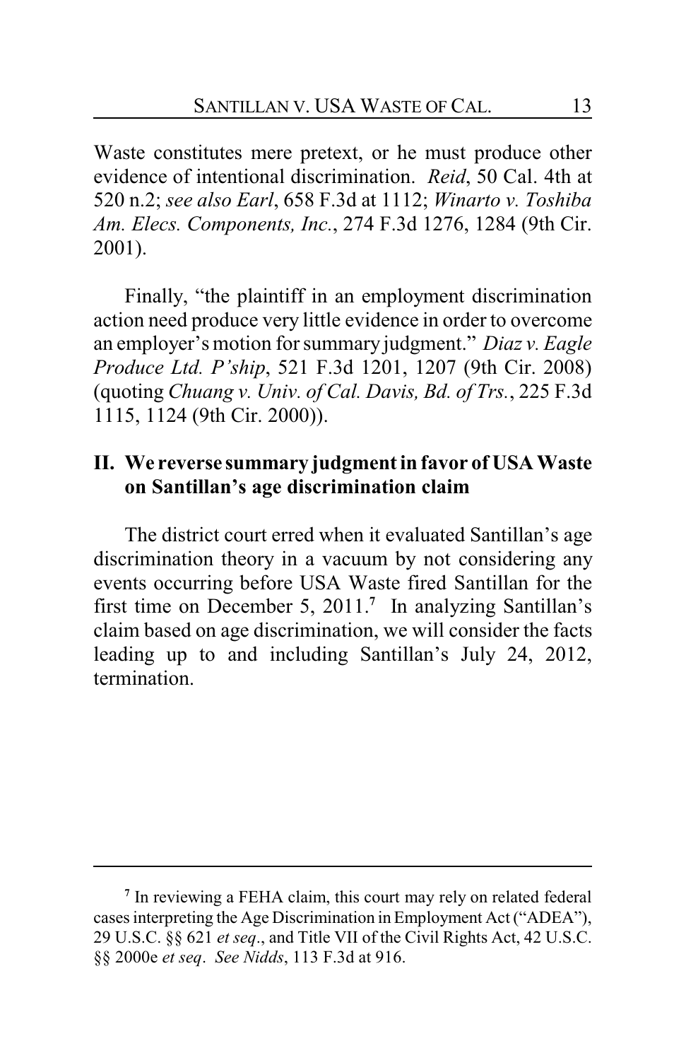Waste constitutes mere pretext, or he must produce other evidence of intentional discrimination. *Reid*, 50 Cal. 4th at 520 n.2; *see also Earl*, 658 F.3d at 1112; *Winarto v. Toshiba Am. Elecs. Components, Inc.*, 274 F.3d 1276, 1284 (9th Cir. 2001).

Finally, "the plaintiff in an employment discrimination action need produce very little evidence in order to overcome an employer's motion for summary judgment." *Diaz v. Eagle Produce Ltd. P'ship*, 521 F.3d 1201, 1207 (9th Cir. 2008) (quoting *Chuang v. Univ. of Cal. Davis, Bd. of Trs.*, 225 F.3d 1115, 1124 (9th Cir. 2000)).

## II. We reverse summary judgment in favor of USA Waste on Santillan's age discrimination claim

The district court erred when it evaluated Santillan's age discrimination theory in a vacuum by not considering any events occurring before USA Waste fired Santillan for the first time on December 5, 2011.[7] In analyzing Santillan's claim based on age discrimination, we will consider the facts leading up to and including Santillan's July 24, 2012, termination.

---

[7] In reviewing a FEHA claim, this court may rely on related federal cases interpreting the Age Discrimination in Employment Act ("ADEA"), 29 U.S.C. §§ 621 *et seq*., and Title VII of the Civil Rights Act, 42 U.S.C. §§ 2000e *et seq*. *See Nidds*, 113 F.3d at 916.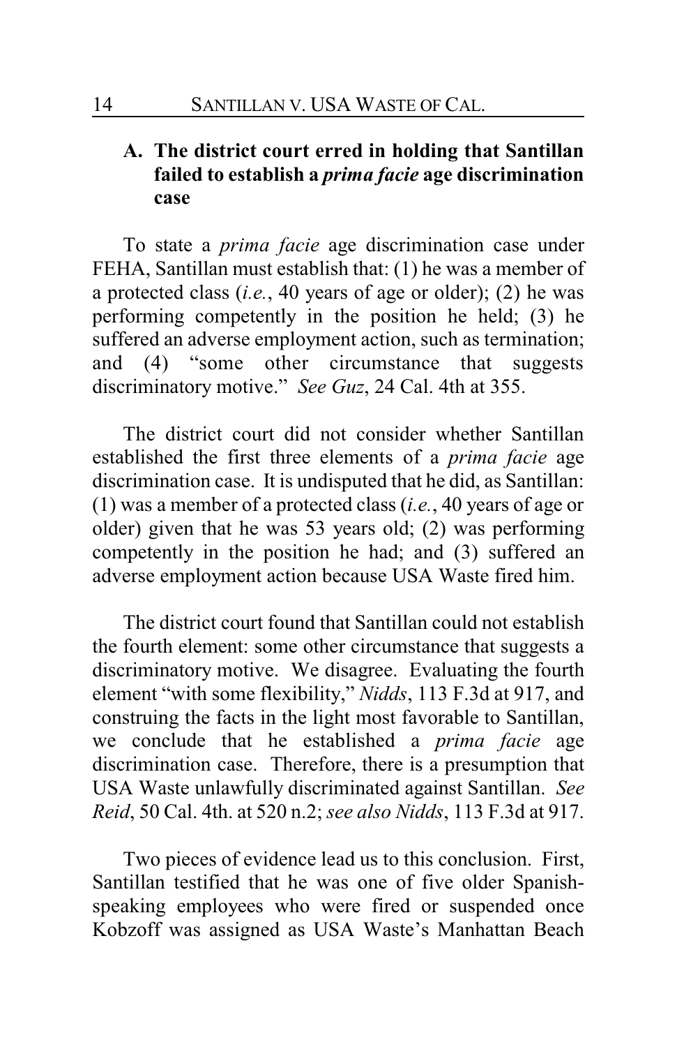### A. The district court erred in holding that Santillan failed to establish a *prima facie* age discrimination case

To state a *prima facie* age discrimination case under FEHA, Santillan must establish that: (1) he was a member of a protected class (*i.e.*, 40 years of age or older); (2) he was performing competently in the position he held; (3) he suffered an adverse employment action, such as termination; and (4) "some other circumstance that suggests discriminatory motive." *See Guz*, 24 Cal. 4th at 355.

The district court did not consider whether Santillan established the first three elements of a *prima facie* age discrimination case. It is undisputed that he did, as Santillan: (1) was a member of a protected class (*i.e.*, 40 years of age or older) given that he was 53 years old; (2) was performing competently in the position he had; and (3) suffered an adverse employment action because USA Waste fired him.

The district court found that Santillan could not establish the fourth element: some other circumstance that suggests a discriminatory motive. We disagree. Evaluating the fourth element "with some flexibility," *Nidds*, 113 F.3d at 917, and construing the facts in the light most favorable to Santillan, we conclude that he established a *prima facie* age discrimination case. Therefore, there is a presumption that USA Waste unlawfully discriminated against Santillan. *See Reid*, 50 Cal. 4th. at 520 n.2; *see also Nidds*, 113 F.3d at 917.

Two pieces of evidence lead us to this conclusion. First, Santillan testified that he was one of five older Spanish-speaking employees who were fired or suspended once Kobzoff was assigned as USA Waste's Manhattan Beach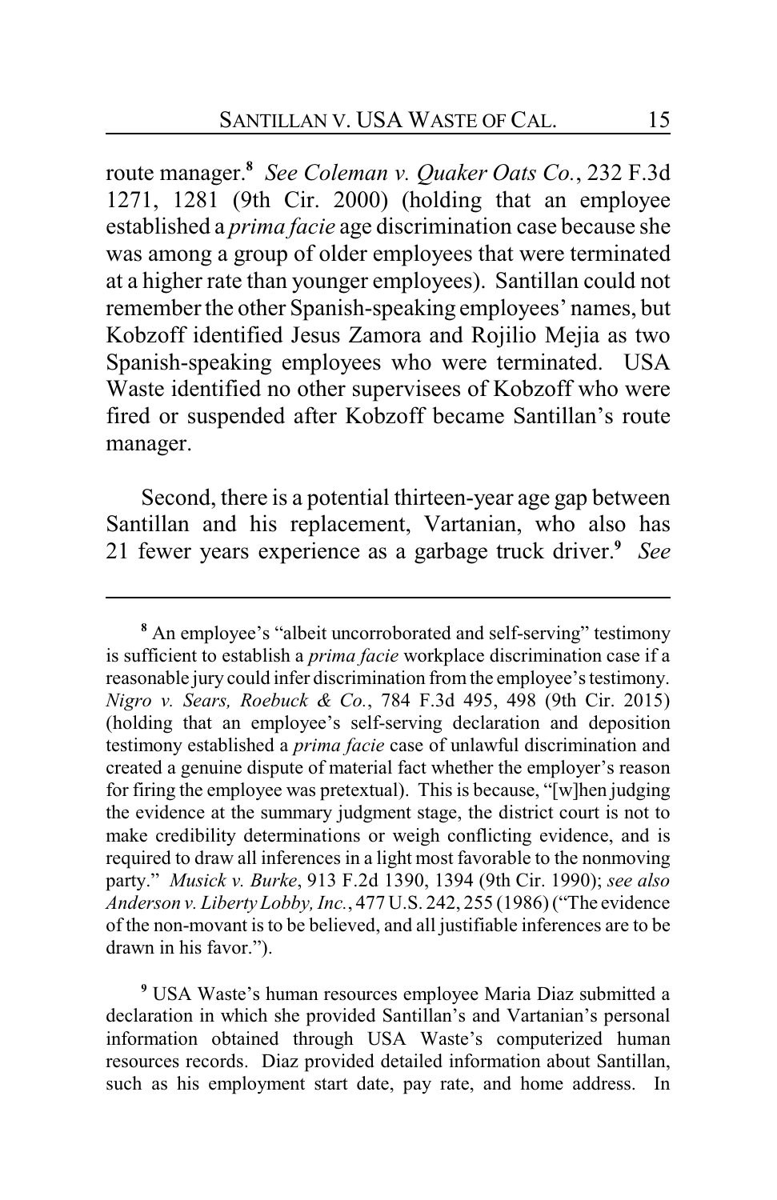route manager.[8] *See Coleman v. Quaker Oats Co.*, 232 F.3d 1271, 1281 (9th Cir. 2000) (holding that an employee established a *prima facie* age discrimination case because she was among a group of older employees that were terminated at a higher rate than younger employees). Santillan could not remember the other Spanish-speaking employees' names, but Kobzoff identified Jesus Zamora and Rojilio Mejia as two Spanish-speaking employees who were terminated. USA Waste identified no other supervisees of Kobzoff who were fired or suspended after Kobzoff became Santillan's route manager.

Second, there is a potential thirteen-year age gap between Santillan and his replacement, Vartanian, who also has 21 fewer years experience as a garbage truck driver.[9] *See*

---

[8] An employee's "albeit uncorroborated and self-serving" testimony is sufficient to establish a *prima facie* workplace discrimination case if a reasonable jury could infer discrimination from the employee's testimony. *Nigro v. Sears, Roebuck & Co.*, 784 F.3d 495, 498 (9th Cir. 2015) (holding that an employee's self-serving declaration and deposition testimony established a *prima facie* case of unlawful discrimination and created a genuine dispute of material fact whether the employer's reason for firing the employee was pretextual). This is because, "[w]hen judging the evidence at the summary judgment stage, the district court is not to make credibility determinations or weigh conflicting evidence, and is required to draw all inferences in a light most favorable to the nonmoving party." *Musick v. Burke*, 913 F.2d 1390, 1394 (9th Cir. 1990); *see also Anderson v. Liberty Lobby, Inc.*, 477 U.S. 242, 255 (1986) ("The evidence of the non-movant is to be believed, and all justifiable inferences are to be drawn in his favor.").

[9] USA Waste's human resources employee Maria Diaz submitted a declaration in which she provided Santillan's and Vartanian's personal information obtained through USA Waste's computerized human resources records. Diaz provided detailed information about Santillan, such as his employment start date, pay rate, and home address. In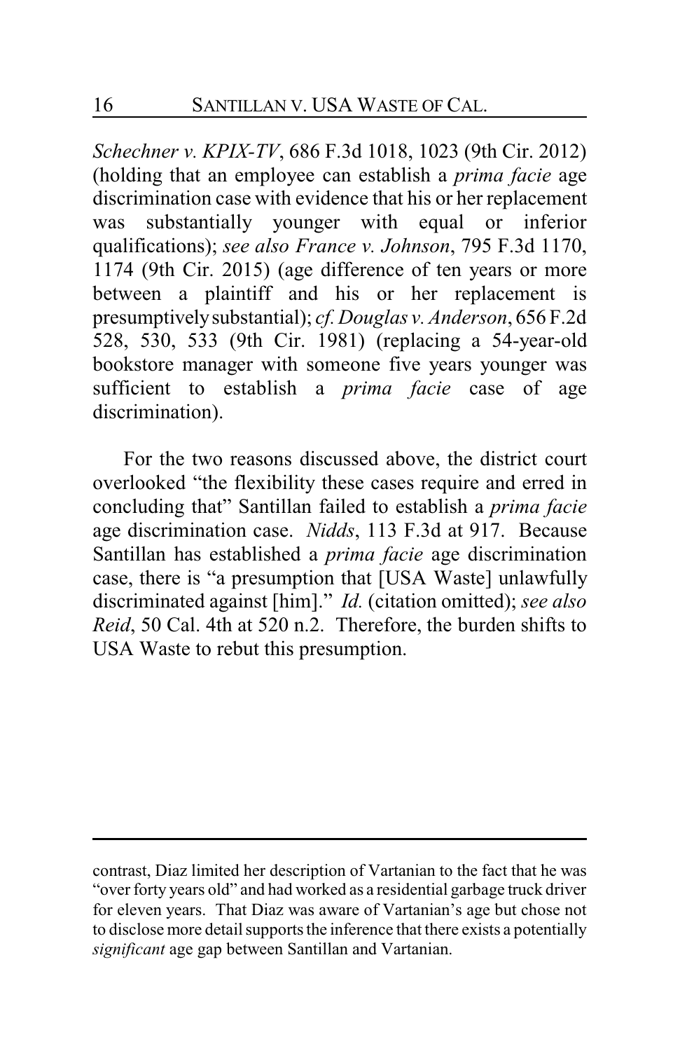*Schechner v. KPIX-TV*, 686 F.3d 1018, 1023 (9th Cir. 2012) (holding that an employee can establish a *prima facie* age discrimination case with evidence that his or her replacement was substantially younger with equal or inferior qualifications); *see also France v. Johnson*, 795 F.3d 1170, 1174 (9th Cir. 2015) (age difference of ten years or more between a plaintiff and his or her replacement is presumptively substantial); *cf. Douglas v. Anderson*, 656 F.2d 528, 530, 533 (9th Cir. 1981) (replacing a 54-year-old bookstore manager with someone five years younger was sufficient to establish a *prima facie* case of age discrimination).

For the two reasons discussed above, the district court overlooked "the flexibility these cases require and erred in concluding that" Santillan failed to establish a *prima facie* age discrimination case. *Nidds*, 113 F.3d at 917. Because Santillan has established a *prima facie* age discrimination case, there is "a presumption that [USA Waste] unlawfully discriminated against [him]." *Id.* (citation omitted); *see also Reid*, 50 Cal. 4th at 520 n.2. Therefore, the burden shifts to USA Waste to rebut this presumption.

---

contrast, Diaz limited her description of Vartanian to the fact that he was "over forty years old" and had worked as a residential garbage truck driver for eleven years. That Diaz was aware of Vartanian's age but chose not to disclose more detail supports the inference that there exists a potentially *significant* age gap between Santillan and Vartanian.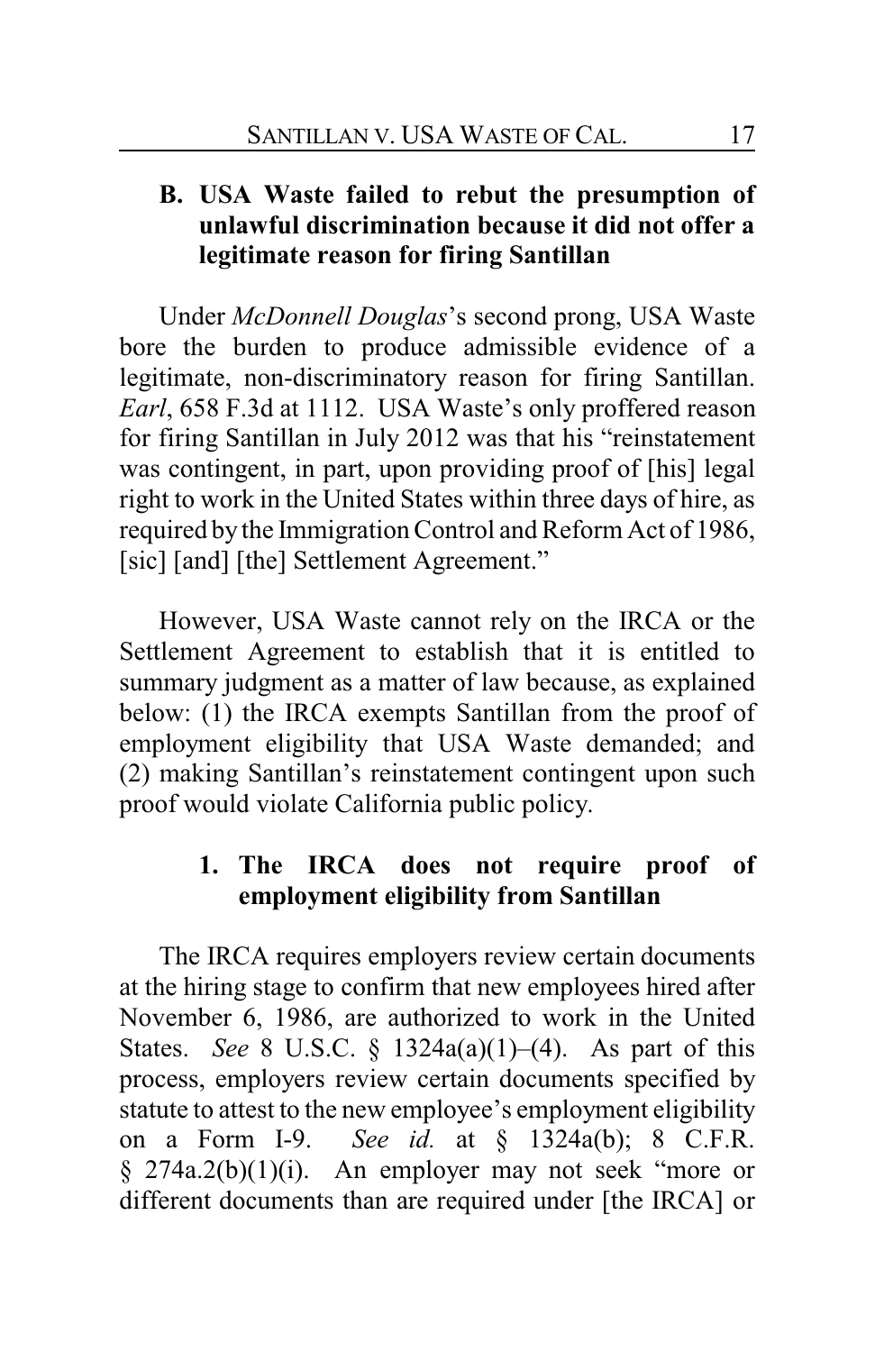### B. USA Waste failed to rebut the presumption of unlawful discrimination because it did not offer a legitimate reason for firing Santillan

Under *McDonnell Douglas*'s second prong, USA Waste bore the burden to produce admissible evidence of a legitimate, non-discriminatory reason for firing Santillan. *Earl*, 658 F.3d at 1112. USA Waste's only proffered reason for firing Santillan in July 2012 was that his "reinstatement was contingent, in part, upon providing proof of [his] legal right to work in the United States within three days of hire, as required by the Immigration Control and Reform Act of 1986, [sic] [and] [the] Settlement Agreement."

However, USA Waste cannot rely on the IRCA or the Settlement Agreement to establish that it is entitled to summary judgment as a matter of law because, as explained below: (1) the IRCA exempts Santillan from the proof of employment eligibility that USA Waste demanded; and (2) making Santillan's reinstatement contingent upon such proof would violate California public policy.

#### 1. The IRCA does not require proof of employment eligibility from Santillan

The IRCA requires employers review certain documents at the hiring stage to confirm that new employees hired after November 6, 1986, are authorized to work in the United States. *See* 8 U.S.C. § 1324a(a)(1)–(4). As part of this process, employers review certain documents specified by statute to attest to the new employee's employment eligibility on a Form I-9. *See id.* at § 1324a(b); 8 C.F.R. § 274a.2(b)(1)(i). An employer may not seek "more or different documents than are required under [the IRCA] or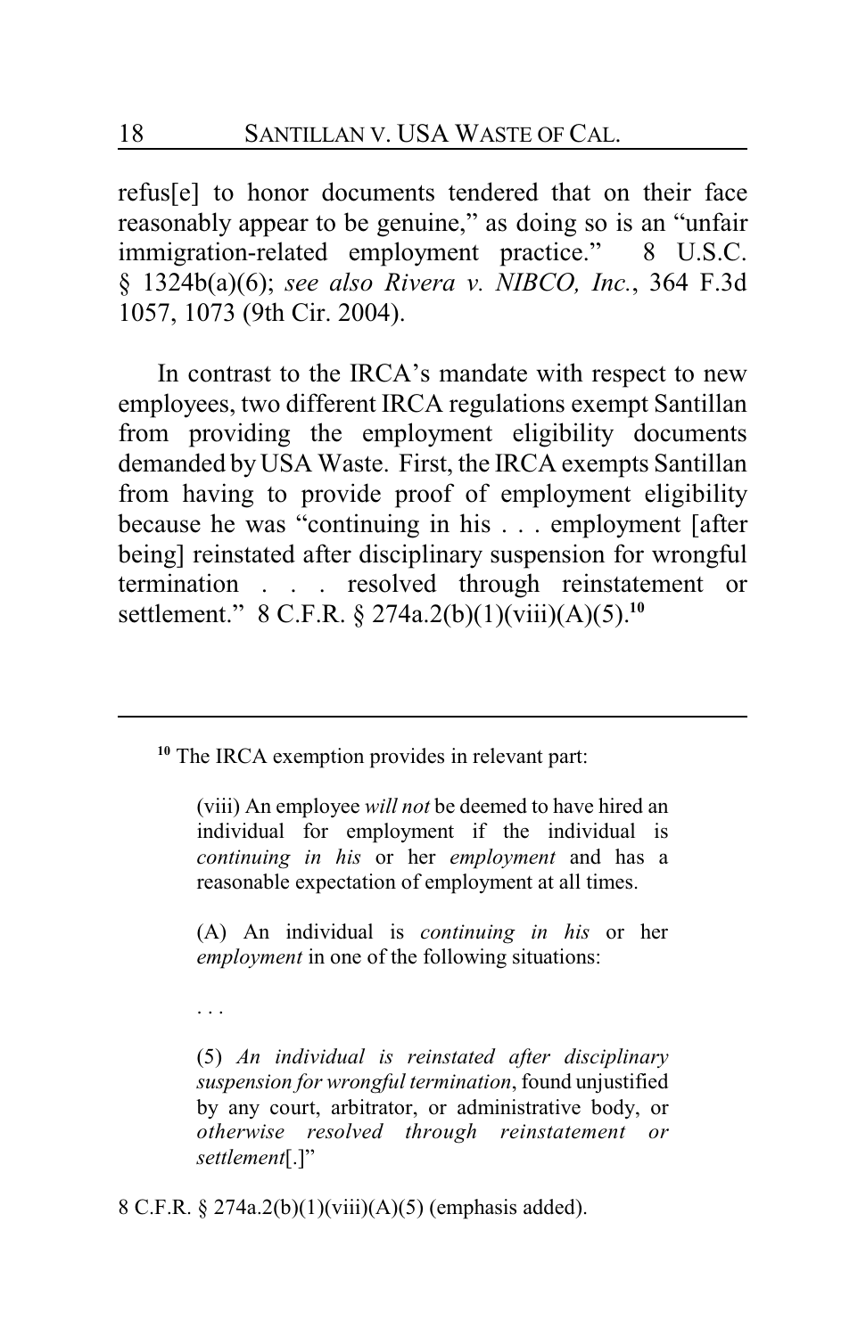refus[e] to honor documents tendered that on their face reasonably appear to be genuine," as doing so is an "unfair immigration-related employment practice." 8 U.S.C. § 1324b(a)(6); *see also Rivera v. NIBCO, Inc.*, 364 F.3d 1057, 1073 (9th Cir. 2004).

In contrast to the IRCA's mandate with respect to new employees, two different IRCA regulations exempt Santillan from providing the employment eligibility documents demanded by USA Waste. First, the IRCA exempts Santillan from having to provide proof of employment eligibility because he was "continuing in his . . . employment [after being] reinstated after disciplinary suspension for wrongful termination . . . resolved through reinstatement or settlement." 8 C.F.R. § 274a.2(b)(1)(viii)(A)(5).[10]

---

[10] The IRCA exemption provides in relevant part:

> (viii) An employee *will not* be deemed to have hired an individual for employment if the individual is *continuing in his* or her *employment* and has a reasonable expectation of employment at all times.
>
> (A) An individual is *continuing in his* or her *employment* in one of the following situations:
>
> . . .
>
> (5) *An individual is reinstated after disciplinary suspension for wrongful termination*, found unjustified by any court, arbitrator, or administrative body, or *otherwise resolved through reinstatement or settlement*[.]"

8 C.F.R. § 274a.2(b)(1)(viii)(A)(5) (emphasis added).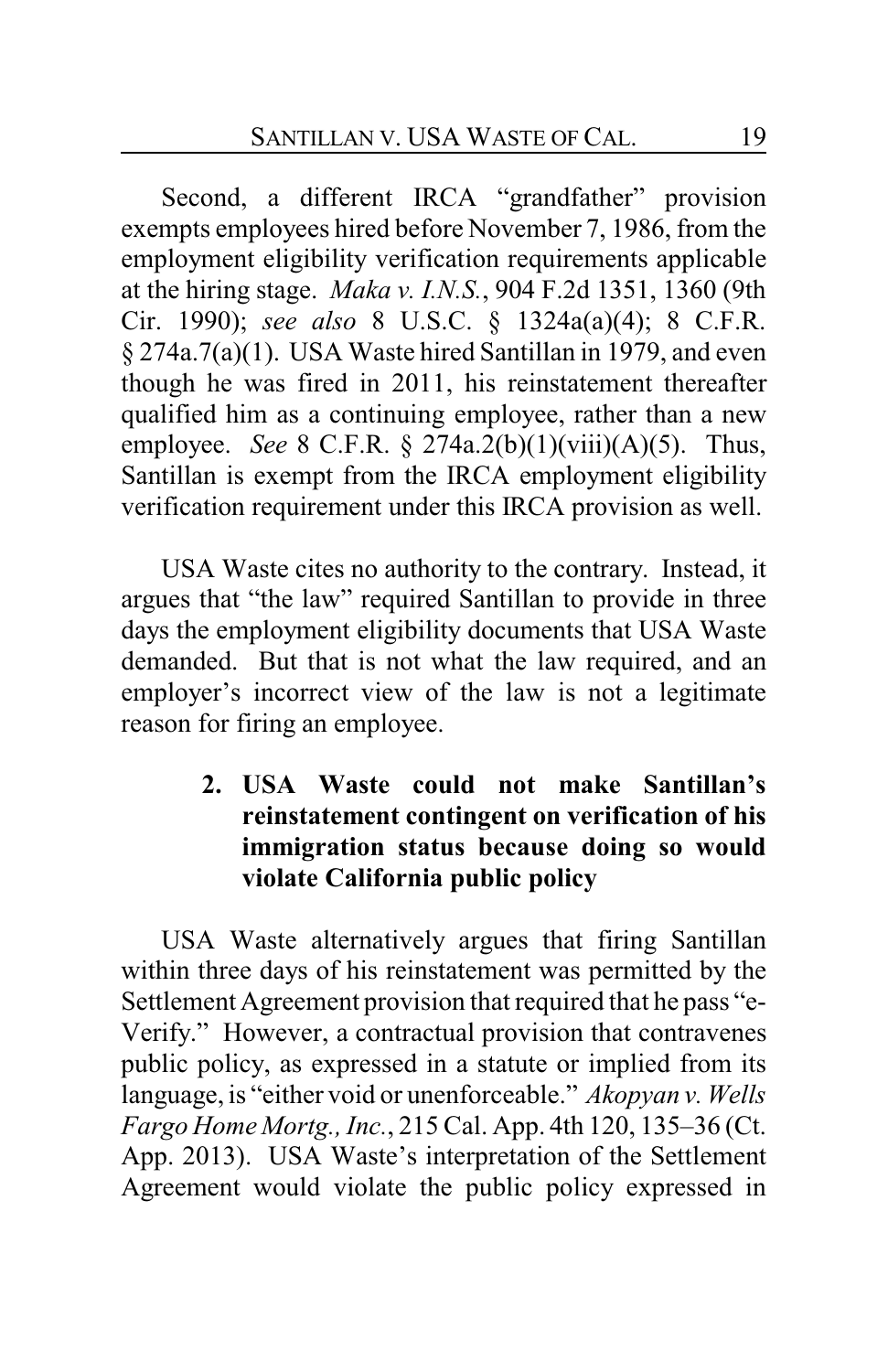Second, a different IRCA "grandfather" provision exempts employees hired before November 7, 1986, from the employment eligibility verification requirements applicable at the hiring stage. *Maka v. I.N.S.*, 904 F.2d 1351, 1360 (9th Cir. 1990); *see also* 8 U.S.C. § 1324a(a)(4); 8 C.F.R. § 274a.7(a)(1). USA Waste hired Santillan in 1979, and even though he was fired in 2011, his reinstatement thereafter qualified him as a continuing employee, rather than a new employee. *See* 8 C.F.R. § 274a.2(b)(1)(viii)(A)(5). Thus, Santillan is exempt from the IRCA employment eligibility verification requirement under this IRCA provision as well.

USA Waste cites no authority to the contrary. Instead, it argues that "the law" required Santillan to provide in three days the employment eligibility documents that USA Waste demanded. But that is not what the law required, and an employer's incorrect view of the law is not a legitimate reason for firing an employee.

**2. USA Waste could not make Santillan's reinstatement contingent on verification of his immigration status because doing so would violate California public policy**

USA Waste alternatively argues that firing Santillan within three days of his reinstatement was permitted by the Settlement Agreement provision that required that he pass "e-Verify." However, a contractual provision that contravenes public policy, as expressed in a statute or implied from its language, is "either void or unenforceable." *Akopyan v. Wells Fargo Home Mortg., Inc.*, 215 Cal. App. 4th 120, 135–36 (Ct. App. 2013). USA Waste's interpretation of the Settlement Agreement would violate the public policy expressed in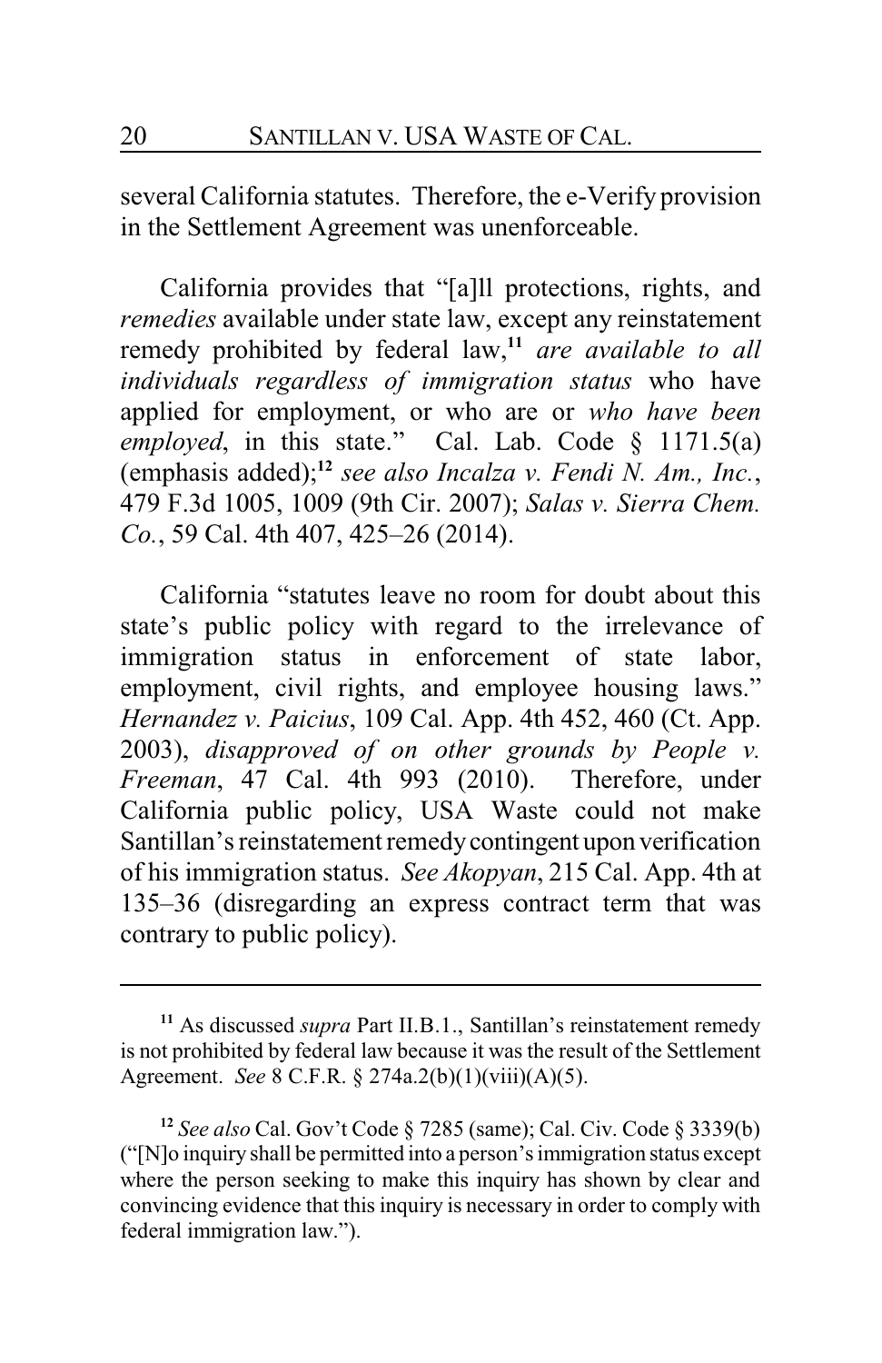several California statutes. Therefore, the e-Verify provision in the Settlement Agreement was unenforceable.

California provides that "[a]ll protections, rights, and *remedies* available under state law, except any reinstatement remedy prohibited by federal law,[11] *are available to all individuals regardless of immigration status* who have applied for employment, or who are or *who have been employed*, in this state." Cal. Lab. Code § 1171.5(a) (emphasis added);[12] *see also Incalza v. Fendi N. Am., Inc.*, 479 F.3d 1005, 1009 (9th Cir. 2007); *Salas v. Sierra Chem. Co.*, 59 Cal. 4th 407, 425–26 (2014).

California "statutes leave no room for doubt about this state's public policy with regard to the irrelevance of immigration status in enforcement of state labor, employment, civil rights, and employee housing laws." *Hernandez v. Paicius*, 109 Cal. App. 4th 452, 460 (Ct. App. 2003), *disapproved of on other grounds by People v. Freeman*, 47 Cal. 4th 993 (2010). Therefore, under California public policy, USA Waste could not make Santillan's reinstatement remedy contingent upon verification of his immigration status. *See Akopyan*, 215 Cal. App. 4th at 135–36 (disregarding an express contract term that was contrary to public policy).

---

[11] As discussed *supra* Part II.B.1., Santillan's reinstatement remedy is not prohibited by federal law because it was the result of the Settlement Agreement. *See* 8 C.F.R. § 274a.2(b)(1)(viii)(A)(5).

[12] *See also* Cal. Gov't Code § 7285 (same); Cal. Civ. Code § 3339(b) ("[N]o inquiry shall be permitted into a person's immigration status except where the person seeking to make this inquiry has shown by clear and convincing evidence that this inquiry is necessary in order to comply with federal immigration law.").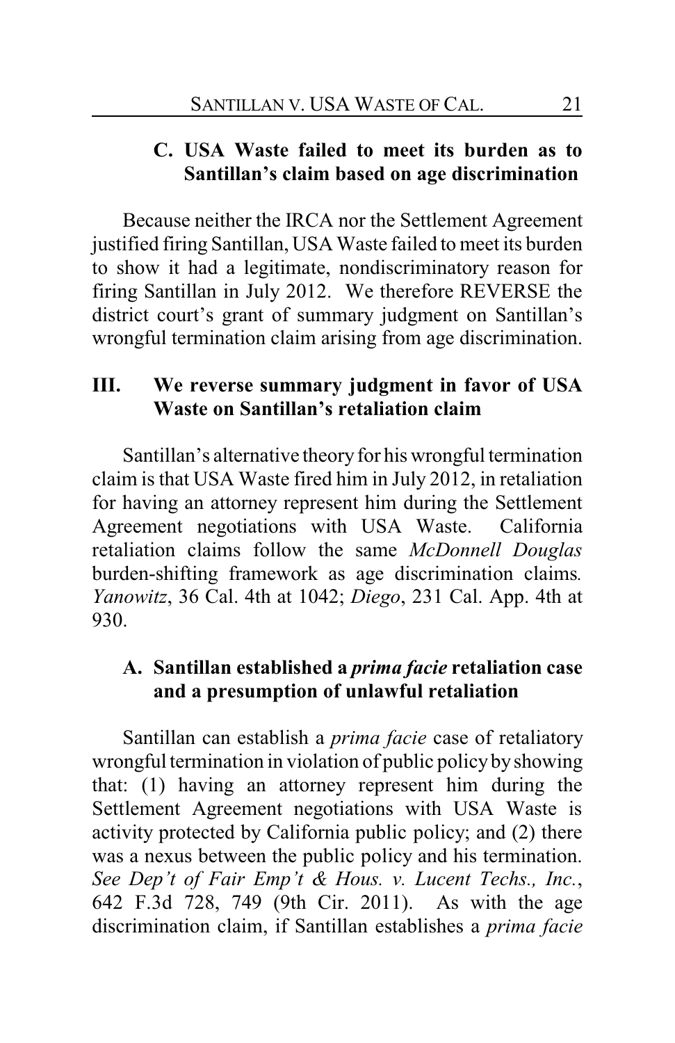### C. USA Waste failed to meet its burden as to Santillan's claim based on age discrimination

Because neither the IRCA nor the Settlement Agreement justified firing Santillan, USA Waste failed to meet its burden to show it had a legitimate, nondiscriminatory reason for firing Santillan in July 2012. We therefore REVERSE the district court's grant of summary judgment on Santillan's wrongful termination claim arising from age discrimination.

## III. We reverse summary judgment in favor of USA Waste on Santillan's retaliation claim

Santillan's alternative theory for his wrongful termination claim is that USA Waste fired him in July 2012, in retaliation for having an attorney represent him during the Settlement Agreement negotiations with USA Waste. California retaliation claims follow the same *McDonnell Douglas* burden-shifting framework as age discrimination claims. *Yanowitz*, 36 Cal. 4th at 1042; *Diego*, 231 Cal. App. 4th at 930.

### A. Santillan established a *prima facie* retaliation case and a presumption of unlawful retaliation

Santillan can establish a *prima facie* case of retaliatory wrongful termination in violation of public policy by showing that: (1) having an attorney represent him during the Settlement Agreement negotiations with USA Waste is activity protected by California public policy; and (2) there was a nexus between the public policy and his termination. *See Dep't of Fair Emp't & Hous. v. Lucent Techs., Inc.*, 642 F.3d 728, 749 (9th Cir. 2011). As with the age discrimination claim, if Santillan establishes a *prima facie*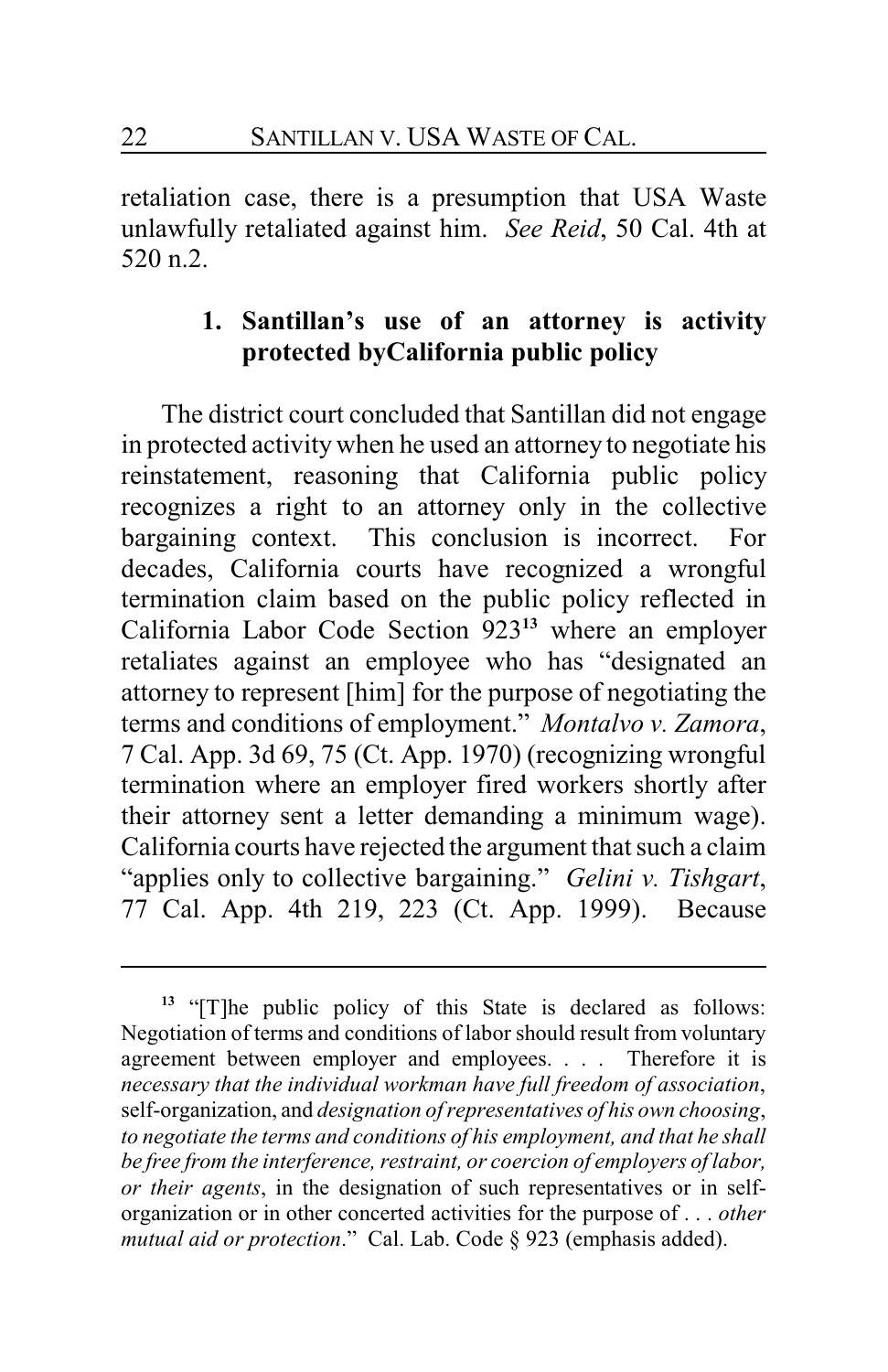retaliation case, there is a presumption that USA Waste unlawfully retaliated against him. *See Reid*, 50 Cal. 4th at 520 n.2.

### 1. Santillan's use of an attorney is activity protected byCalifornia public policy

The district court concluded that Santillan did not engage in protected activity when he used an attorney to negotiate his reinstatement, reasoning that California public policy recognizes a right to an attorney only in the collective bargaining context. This conclusion is incorrect. For decades, California courts have recognized a wrongful termination claim based on the public policy reflected in California Labor Code Section 923[13] where an employer retaliates against an employee who has "designated an attorney to represent [him] for the purpose of negotiating the terms and conditions of employment." *Montalvo v. Zamora*, 7 Cal. App. 3d 69, 75 (Ct. App. 1970) (recognizing wrongful termination where an employer fired workers shortly after their attorney sent a letter demanding a minimum wage). California courts have rejected the argument that such a claim "applies only to collective bargaining." *Gelini v. Tishgart*, 77 Cal. App. 4th 219, 223 (Ct. App. 1999). Because

---

[13] "[T]he public policy of this State is declared as follows: Negotiation of terms and conditions of labor should result from voluntary agreement between employer and employees. . . . Therefore it is *necessary that the individual workman have full freedom of association*, self-organization, and *designation of representatives of his own choosing*, *to negotiate the terms and conditions of his employment, and that he shall be free from the interference, restraint, or coercion of employers of labor, or their agents*, in the designation of such representatives or in self-organization or in other concerted activities for the purpose of . . . *other mutual aid or protection*." Cal. Lab. Code § 923 (emphasis added).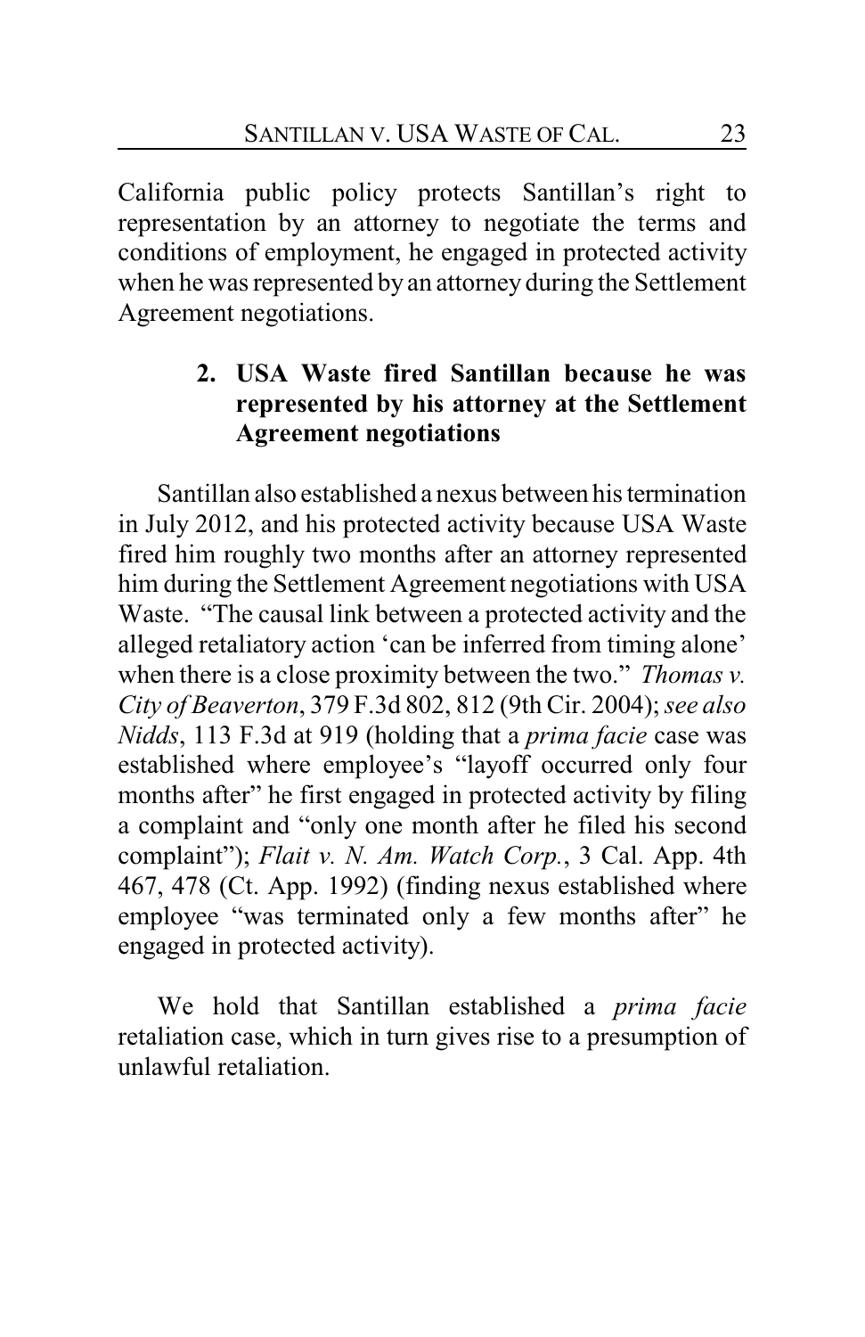California public policy protects Santillan's right to representation by an attorney to negotiate the terms and conditions of employment, he engaged in protected activity when he was represented by an attorney during the Settlement Agreement negotiations.

### 2. USA Waste fired Santillan because he was represented by his attorney at the Settlement Agreement negotiations

Santillan also established a nexus between his termination in July 2012, and his protected activity because USA Waste fired him roughly two months after an attorney represented him during the Settlement Agreement negotiations with USA Waste. "The causal link between a protected activity and the alleged retaliatory action 'can be inferred from timing alone' when there is a close proximity between the two." *Thomas v. City of Beaverton*, 379 F.3d 802, 812 (9th Cir. 2004); *see also Nidds*, 113 F.3d at 919 (holding that a *prima facie* case was established where employee's "layoff occurred only four months after" he first engaged in protected activity by filing a complaint and "only one month after he filed his second complaint"); *Flait v. N. Am. Watch Corp.*, 3 Cal. App. 4th 467, 478 (Ct. App. 1992) (finding nexus established where employee "was terminated only a few months after" he engaged in protected activity).

We hold that Santillan established a *prima facie* retaliation case, which in turn gives rise to a presumption of unlawful retaliation.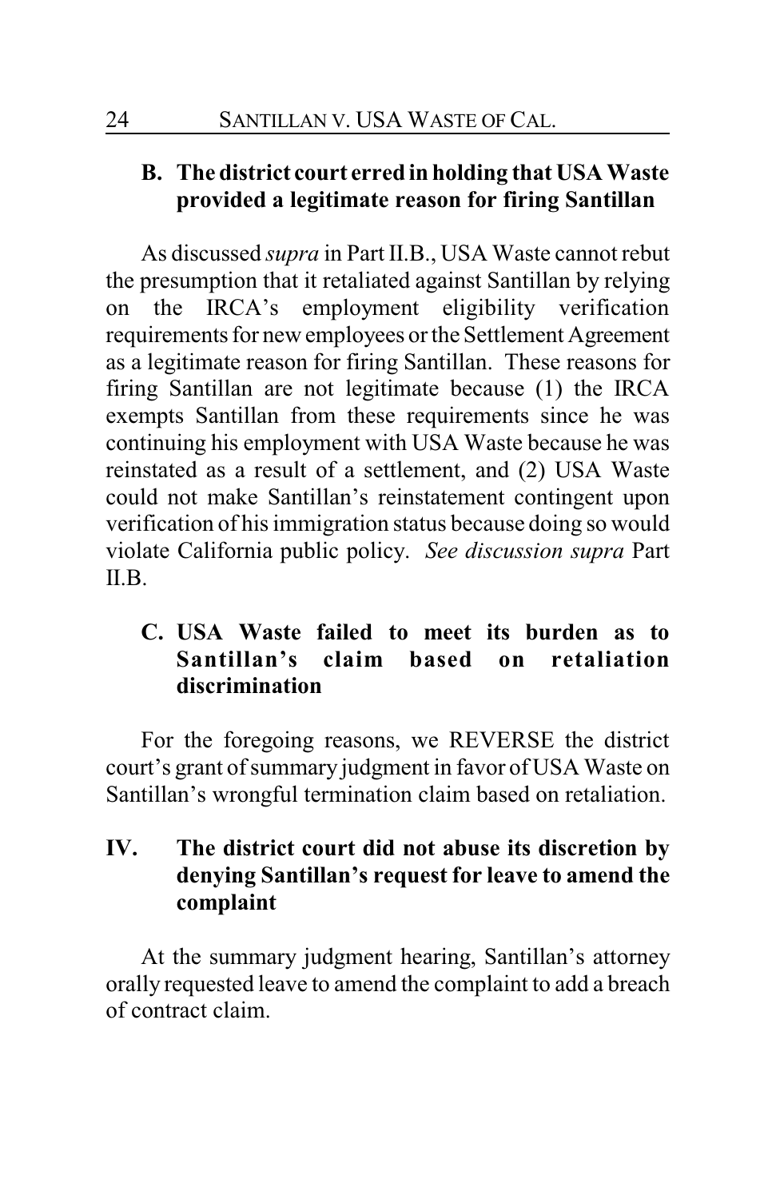### B. The district court erred in holding that USA Waste provided a legitimate reason for firing Santillan

As discussed *supra* in Part II.B., USA Waste cannot rebut the presumption that it retaliated against Santillan by relying on the IRCA's employment eligibility verification requirements for new employees or the Settlement Agreement as a legitimate reason for firing Santillan. These reasons for firing Santillan are not legitimate because (1) the IRCA exempts Santillan from these requirements since he was continuing his employment with USA Waste because he was reinstated as a result of a settlement, and (2) USA Waste could not make Santillan's reinstatement contingent upon verification of his immigration status because doing so would violate California public policy. *See discussion supra* Part II.B.

### C. USA Waste failed to meet its burden as to Santillan's claim based on retaliation discrimination

For the foregoing reasons, we REVERSE the district court's grant of summary judgment in favor of USA Waste on Santillan's wrongful termination claim based on retaliation.

## IV. The district court did not abuse its discretion by denying Santillan's request for leave to amend the complaint

At the summary judgment hearing, Santillan's attorney orally requested leave to amend the complaint to add a breach of contract claim.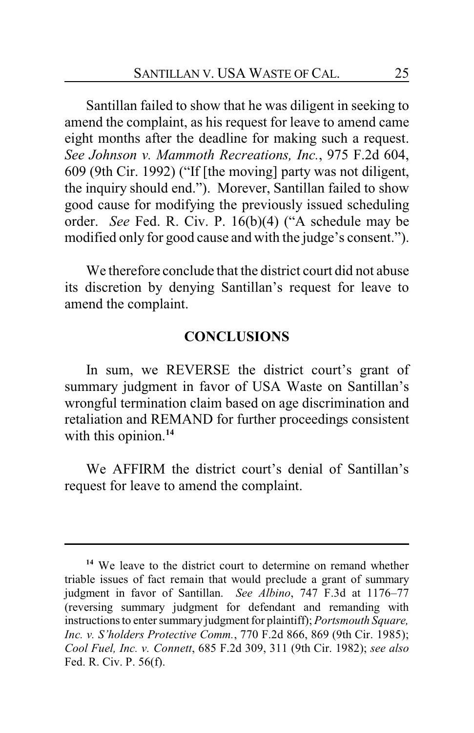Santillan failed to show that he was diligent in seeking to amend the complaint, as his request for leave to amend came eight months after the deadline for making such a request. *See Johnson v. Mammoth Recreations, Inc.*, 975 F.2d 604, 609 (9th Cir. 1992) ("If [the moving] party was not diligent, the inquiry should end."). Morever, Santillan failed to show good cause for modifying the previously issued scheduling order. *See* Fed. R. Civ. P. 16(b)(4) ("A schedule may be modified only for good cause and with the judge's consent.").

We therefore conclude that the district court did not abuse its discretion by denying Santillan's request for leave to amend the complaint.

## CONCLUSIONS

In sum, we REVERSE the district court's grant of summary judgment in favor of USA Waste on Santillan's wrongful termination claim based on age discrimination and retaliation and REMAND for further proceedings consistent with this opinion.[14]

We AFFIRM the district court's denial of Santillan's request for leave to amend the complaint.

---

[14] We leave to the district court to determine on remand whether triable issues of fact remain that would preclude a grant of summary judgment in favor of Santillan. *See Albino*, 747 F.3d at 1176–77 (reversing summary judgment for defendant and remanding with instructions to enter summary judgment for plaintiff); *Portsmouth Square, Inc. v. S'holders Protective Comm.*, 770 F.2d 866, 869 (9th Cir. 1985); *Cool Fuel, Inc. v. Connett*, 685 F.2d 309, 311 (9th Cir. 1982); *see also* Fed. R. Civ. P. 56(f).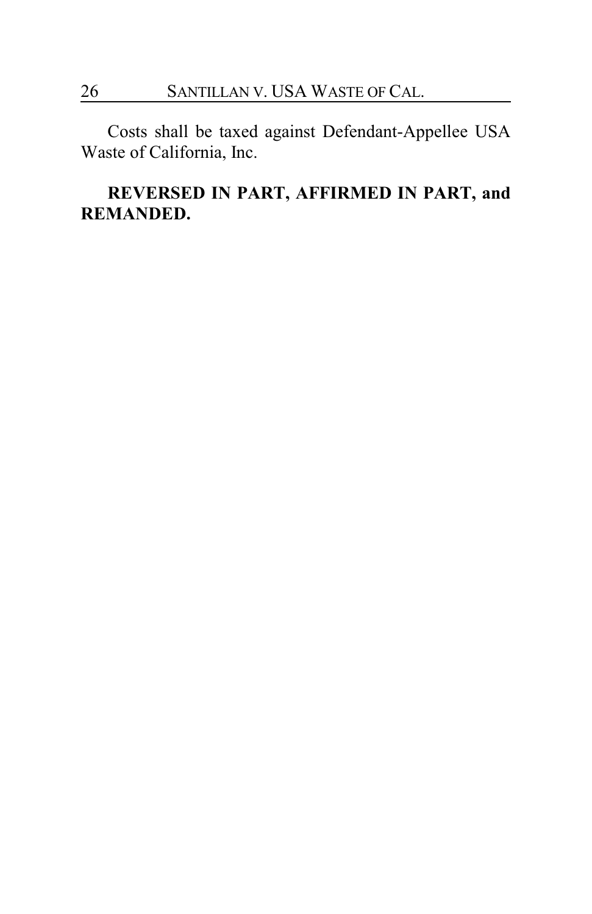Costs shall be taxed against Defendant-Appellee USA Waste of California, Inc.

**REVERSED IN PART, AFFIRMED IN PART, and REMANDED.**